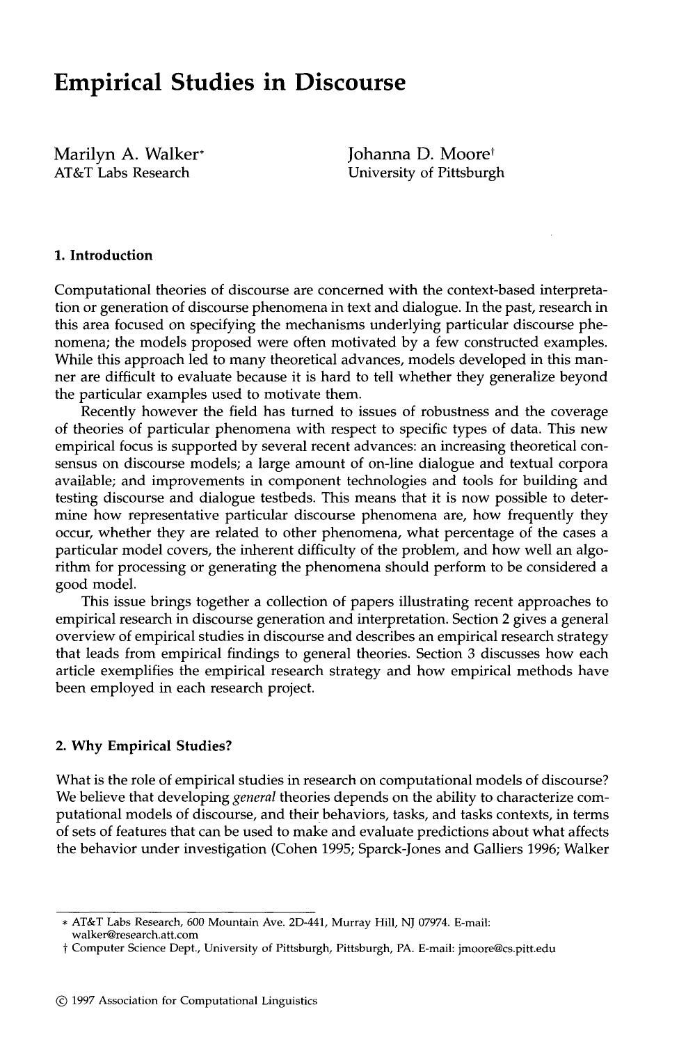# Empirical Studies in Discourse

Marilyn A. Walker*
AT&T Labs Research

Johanna D. Moore†
University of Pittsburgh

## 1. Introduction

Computational theories of discourse are concerned with the context-based interpretation or generation of discourse phenomena in text and dialogue. In the past, research in this area focused on specifying the mechanisms underlying particular discourse phenomena; the models proposed were often motivated by a few constructed examples. While this approach led to many theoretical advances, models developed in this manner are difficult to evaluate because it is hard to tell whether they generalize beyond the particular examples used to motivate them.

Recently however the field has turned to issues of robustness and the coverage of theories of particular phenomena with respect to specific types of data. This new empirical focus is supported by several recent advances: an increasing theoretical consensus on discourse models; a large amount of on-line dialogue and textual corpora available; and improvements in component technologies and tools for building and testing discourse and dialogue testbeds. This means that it is now possible to determine how representative particular discourse phenomena are, how frequently they occur, whether they are related to other phenomena, what percentage of the cases a particular model covers, the inherent difficulty of the problem, and how well an algorithm for processing or generating the phenomena should perform to be considered a good model.

This issue brings together a collection of papers illustrating recent approaches to empirical research in discourse generation and interpretation. Section 2 gives a general overview of empirical studies in discourse and describes an empirical research strategy that leads from empirical findings to general theories. Section 3 discusses how each article exemplifies the empirical research strategy and how empirical methods have been employed in each research project.

## 2. Why Empirical Studies?

What is the role of empirical studies in research on computational models of discourse? We believe that developing *general* theories depends on the ability to characterize computational models of discourse, and their behaviors, tasks, and tasks contexts, in terms of sets of features that can be used to make and evaluate predictions about what affects the behavior under investigation (Cohen 1995; Sparck-Jones and Galliers 1996; Walker

* AT&T Labs Research, 600 Mountain Ave. 2D-441, Murray Hill, NJ 07974. E-mail: walker@research.att.com

† Computer Science Dept., University of Pittsburgh, Pittsburgh, PA. E-mail: jmoore@cs.pitt.edu

© 1997 Association for Computational Linguistics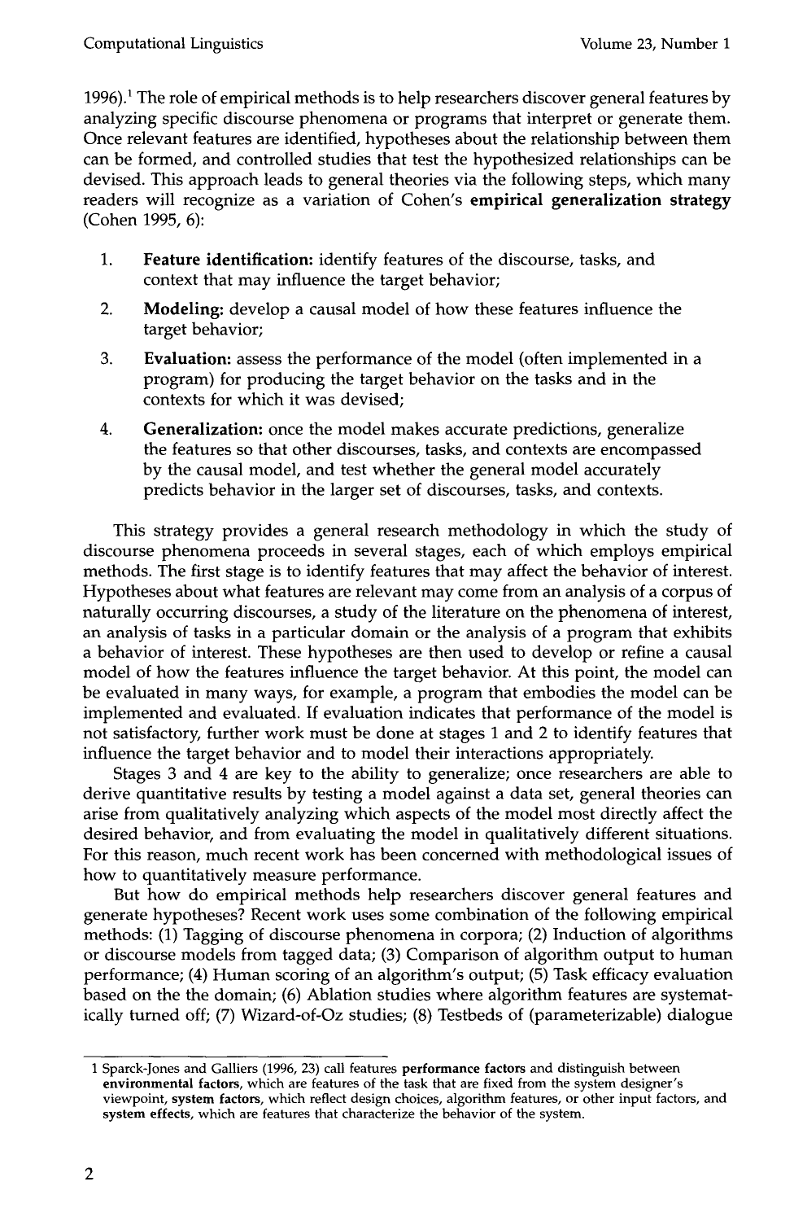1996).[1] The role of empirical methods is to help researchers discover general features by analyzing specific discourse phenomena or programs that interpret or generate them. Once relevant features are identified, hypotheses about the relationship between them can be formed, and controlled studies that test the hypothesized relationships can be devised. This approach leads to general theories via the following steps, which many readers will recognize as a variation of Cohen's **empirical generalization strategy** (Cohen 1995, 6):

1. **Feature identification:** identify features of the discourse, tasks, and context that may influence the target behavior;
2. **Modeling:** develop a causal model of how these features influence the target behavior;
3. **Evaluation:** assess the performance of the model (often implemented in a program) for producing the target behavior on the tasks and in the contexts for which it was devised;
4. **Generalization:** once the model makes accurate predictions, generalize the features so that other discourses, tasks, and contexts are encompassed by the causal model, and test whether the general model accurately predicts behavior in the larger set of discourses, tasks, and contexts.

This strategy provides a general research methodology in which the study of discourse phenomena proceeds in several stages, each of which employs empirical methods. The first stage is to identify features that may affect the behavior of interest. Hypotheses about what features are relevant may come from an analysis of a corpus of naturally occurring discourses, a study of the literature on the phenomena of interest, an analysis of tasks in a particular domain or the analysis of a program that exhibits a behavior of interest. These hypotheses are then used to develop or refine a causal model of how the features influence the target behavior. At this point, the model can be evaluated in many ways, for example, a program that embodies the model can be implemented and evaluated. If evaluation indicates that performance of the model is not satisfactory, further work must be done at stages 1 and 2 to identify features that influence the target behavior and to model their interactions appropriately.

Stages 3 and 4 are key to the ability to generalize; once researchers are able to derive quantitative results by testing a model against a data set, general theories can arise from qualitatively analyzing which aspects of the model most directly affect the desired behavior, and from evaluating the model in qualitatively different situations. For this reason, much recent work has been concerned with methodological issues of how to quantitatively measure performance.

But how do empirical methods help researchers discover general features and generate hypotheses? Recent work uses some combination of the following empirical methods: (1) Tagging of discourse phenomena in corpora; (2) Induction of algorithms or discourse models from tagged data; (3) Comparison of algorithm output to human performance; (4) Human scoring of an algorithm's output; (5) Task efficacy evaluation based on the the domain; (6) Ablation studies where algorithm features are systematically turned off; (7) Wizard-of-Oz studies; (8) Testbeds of (parameterizable) dialogue

[1] Sparck-Jones and Galliers (1996, 23) call features **performance factors** and distinguish between **environmental factors**, which are features of the task that are fixed from the system designer's viewpoint, **system factors**, which reflect design choices, algorithm features, or other input factors, and **system effects**, which are features that characterize the behavior of the system.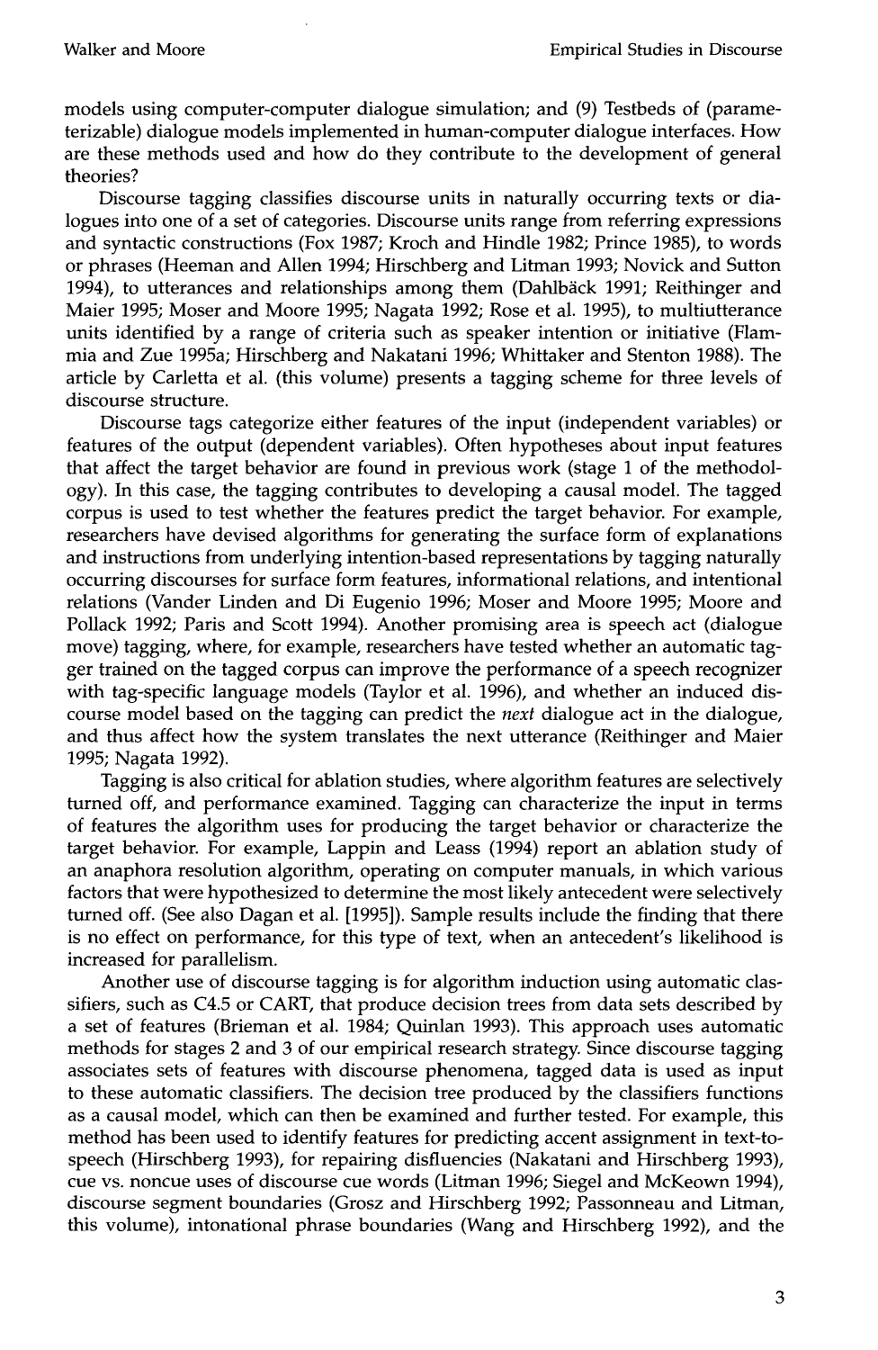models using computer-computer dialogue simulation; and (9) Testbeds of (parameterizable) dialogue models implemented in human-computer dialogue interfaces. How are these methods used and how do they contribute to the development of general theories?

Discourse tagging classifies discourse units in naturally occurring texts or dialogues into one of a set of categories. Discourse units range from referring expressions and syntactic constructions (Fox 1987; Kroch and Hindle 1982; Prince 1985), to words or phrases (Heeman and Allen 1994; Hirschberg and Litman 1993; Novick and Sutton 1994), to utterances and relationships among them (Dahlbäck 1991; Reithinger and Maier 1995; Moser and Moore 1995; Nagata 1992; Rose et al. 1995), to multiutterance units identified by a range of criteria such as speaker intention or initiative (Flammia and Zue 1995a; Hirschberg and Nakatani 1996; Whittaker and Stenton 1988). The article by Carletta et al. (this volume) presents a tagging scheme for three levels of discourse structure.

Discourse tags categorize either features of the input (independent variables) or features of the output (dependent variables). Often hypotheses about input features that affect the target behavior are found in previous work (stage 1 of the methodology). In this case, the tagging contributes to developing a causal model. The tagged corpus is used to test whether the features predict the target behavior. For example, researchers have devised algorithms for generating the surface form of explanations and instructions from underlying intention-based representations by tagging naturally occurring discourses for surface form features, informational relations, and intentional relations (Vander Linden and Di Eugenio 1996; Moser and Moore 1995; Moore and Pollack 1992; Paris and Scott 1994). Another promising area is speech act (dialogue move) tagging, where, for example, researchers have tested whether an automatic tagger trained on the tagged corpus can improve the performance of a speech recognizer with tag-specific language models (Taylor et al. 1996), and whether an induced discourse model based on the tagging can predict the *next* dialogue act in the dialogue, and thus affect how the system translates the next utterance (Reithinger and Maier 1995; Nagata 1992).

Tagging is also critical for ablation studies, where algorithm features are selectively turned off, and performance examined. Tagging can characterize the input in terms of features the algorithm uses for producing the target behavior or characterize the target behavior. For example, Lappin and Leass (1994) report an ablation study of an anaphora resolution algorithm, operating on computer manuals, in which various factors that were hypothesized to determine the most likely antecedent were selectively turned off. (See also Dagan et al. [1995]). Sample results include the finding that there is no effect on performance, for this type of text, when an antecedent's likelihood is increased for parallelism.

Another use of discourse tagging is for algorithm induction using automatic classifiers, such as C4.5 or CART, that produce decision trees from data sets described by a set of features (Brieman et al. 1984; Quinlan 1993). This approach uses automatic methods for stages 2 and 3 of our empirical research strategy. Since discourse tagging associates sets of features with discourse phenomena, tagged data is used as input to these automatic classifiers. The decision tree produced by the classifiers functions as a causal model, which can then be examined and further tested. For example, this method has been used to identify features for predicting accent assignment in text-to-speech (Hirschberg 1993), for repairing disfluencies (Nakatani and Hirschberg 1993), cue vs. noncue uses of discourse cue words (Litman 1996; Siegel and McKeown 1994), discourse segment boundaries (Grosz and Hirschberg 1992; Passonneau and Litman, this volume), intonational phrase boundaries (Wang and Hirschberg 1992), and the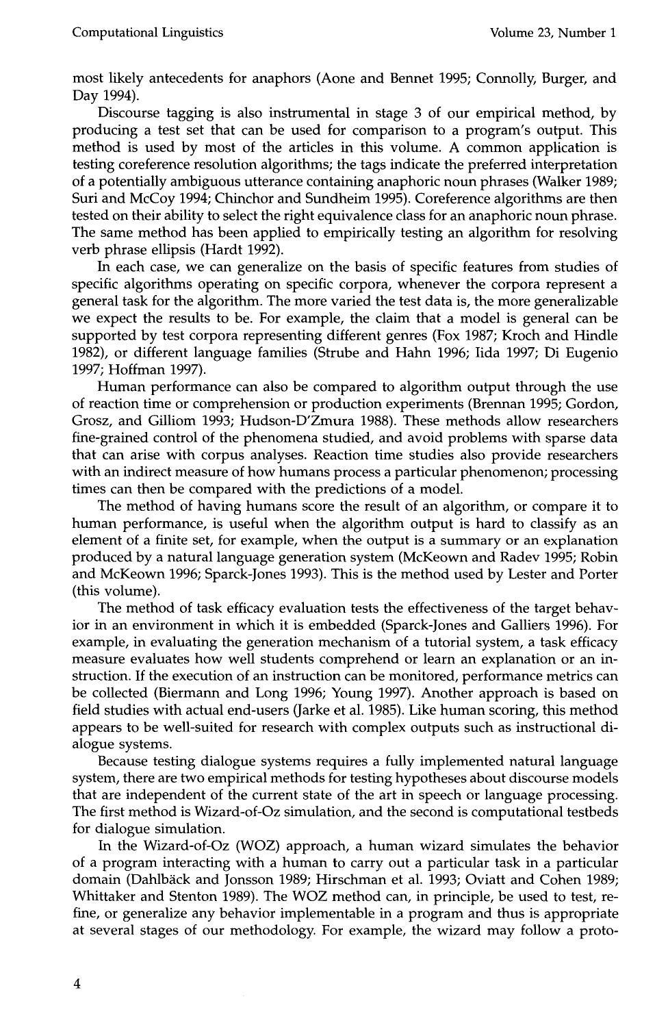most likely antecedents for anaphors (Aone and Bennet 1995; Connolly, Burger, and Day 1994).

Discourse tagging is also instrumental in stage 3 of our empirical method, by producing a test set that can be used for comparison to a program's output. This method is used by most of the articles in this volume. A common application is testing coreference resolution algorithms; the tags indicate the preferred interpretation of a potentially ambiguous utterance containing anaphoric noun phrases (Walker 1989; Suri and McCoy 1994; Chinchor and Sundheim 1995). Coreference algorithms are then tested on their ability to select the right equivalence class for an anaphoric noun phrase. The same method has been applied to empirically testing an algorithm for resolving verb phrase ellipsis (Hardt 1992).

In each case, we can generalize on the basis of specific features from studies of specific algorithms operating on specific corpora, whenever the corpora represent a general task for the algorithm. The more varied the test data is, the more generalizable we expect the results to be. For example, the claim that a model is general can be supported by test corpora representing different genres (Fox 1987; Kroch and Hindle 1982), or different language families (Strube and Hahn 1996; Iida 1997; Di Eugenio 1997; Hoffman 1997).

Human performance can also be compared to algorithm output through the use of reaction time or comprehension or production experiments (Brennan 1995; Gordon, Grosz, and Gilliom 1993; Hudson-D'Zmura 1988). These methods allow researchers fine-grained control of the phenomena studied, and avoid problems with sparse data that can arise with corpus analyses. Reaction time studies also provide researchers with an indirect measure of how humans process a particular phenomenon; processing times can then be compared with the predictions of a model.

The method of having humans score the result of an algorithm, or compare it to human performance, is useful when the algorithm output is hard to classify as an element of a finite set, for example, when the output is a summary or an explanation produced by a natural language generation system (McKeown and Radev 1995; Robin and McKeown 1996; Sparck-Jones 1993). This is the method used by Lester and Porter (this volume).

The method of task efficacy evaluation tests the effectiveness of the target behavior in an environment in which it is embedded (Sparck-Jones and Galliers 1996). For example, in evaluating the generation mechanism of a tutorial system, a task efficacy measure evaluates how well students comprehend or learn an explanation or an instruction. If the execution of an instruction can be monitored, performance metrics can be collected (Biermann and Long 1996; Young 1997). Another approach is based on field studies with actual end-users (Jarke et al. 1985). Like human scoring, this method appears to be well-suited for research with complex outputs such as instructional dialogue systems.

Because testing dialogue systems requires a fully implemented natural language system, there are two empirical methods for testing hypotheses about discourse models that are independent of the current state of the art in speech or language processing. The first method is Wizard-of-Oz simulation, and the second is computational testbeds for dialogue simulation.

In the Wizard-of-Oz (WOZ) approach, a human wizard simulates the behavior of a program interacting with a human to carry out a particular task in a particular domain (Dahlbäck and Jonsson 1989; Hirschman et al. 1993; Oviatt and Cohen 1989; Whittaker and Stenton 1989). The WOZ method can, in principle, be used to test, refine, or generalize any behavior implementable in a program and thus is appropriate at several stages of our methodology. For example, the wizard may follow a proto-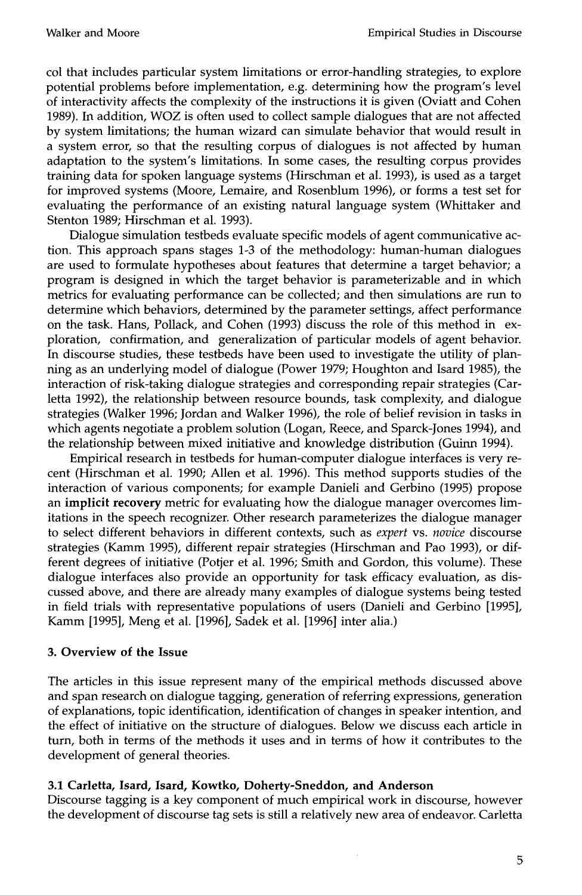col that includes particular system limitations or error-handling strategies, to explore potential problems before implementation, e.g. determining how the program's level of interactivity affects the complexity of the instructions it is given (Oviatt and Cohen 1989). In addition, WOZ is often used to collect sample dialogues that are not affected by system limitations; the human wizard can simulate behavior that would result in a system error, so that the resulting corpus of dialogues is not affected by human adaptation to the system's limitations. In some cases, the resulting corpus provides training data for spoken language systems (Hirschman et al. 1993), is used as a target for improved systems (Moore, Lemaire, and Rosenblum 1996), or forms a test set for evaluating the performance of an existing natural language system (Whittaker and Stenton 1989; Hirschman et al. 1993).

Dialogue simulation testbeds evaluate specific models of agent communicative action. This approach spans stages 1-3 of the methodology: human-human dialogues are used to formulate hypotheses about features that determine a target behavior; a program is designed in which the target behavior is parameterizable and in which metrics for evaluating performance can be collected; and then simulations are run to determine which behaviors, determined by the parameter settings, affect performance on the task. Hans, Pollack, and Cohen (1993) discuss the role of this method in exploration, confirmation, and generalization of particular models of agent behavior. In discourse studies, these testbeds have been used to investigate the utility of planning as an underlying model of dialogue (Power 1979; Houghton and Isard 1985), the interaction of risk-taking dialogue strategies and corresponding repair strategies (Carletta 1992), the relationship between resource bounds, task complexity, and dialogue strategies (Walker 1996; Jordan and Walker 1996), the role of belief revision in tasks in which agents negotiate a problem solution (Logan, Reece, and Sparck-Jones 1994), and the relationship between mixed initiative and knowledge distribution (Guinn 1994).

Empirical research in testbeds for human-computer dialogue interfaces is very recent (Hirschman et al. 1990; Allen et al. 1996). This method supports studies of the interaction of various components; for example Danieli and Gerbino (1995) propose an **implicit recovery** metric for evaluating how the dialogue manager overcomes limitations in the speech recognizer. Other research parameterizes the dialogue manager to select different behaviors in different contexts, such as *expert* vs. *novice* discourse strategies (Kamm 1995), different repair strategies (Hirschman and Pao 1993), or different degrees of initiative (Potjer et al. 1996; Smith and Gordon, this volume). These dialogue interfaces also provide an opportunity for task efficacy evaluation, as discussed above, and there are already many examples of dialogue systems being tested in field trials with representative populations of users (Danieli and Gerbino [1995], Kamm [1995], Meng et al. [1996], Sadek et al. [1996] inter alia.)

## 3. Overview of the Issue

The articles in this issue represent many of the empirical methods discussed above and span research on dialogue tagging, generation of referring expressions, generation of explanations, topic identification, identification of changes in speaker intention, and the effect of initiative on the structure of dialogues. Below we discuss each article in turn, both in terms of the methods it uses and in terms of how it contributes to the development of general theories.

### 3.1 Carletta, Isard, Isard, Kowtko, Doherty-Sneddon, and Anderson

Discourse tagging is a key component of much empirical work in discourse, however the development of discourse tag sets is still a relatively new area of endeavor. Carletta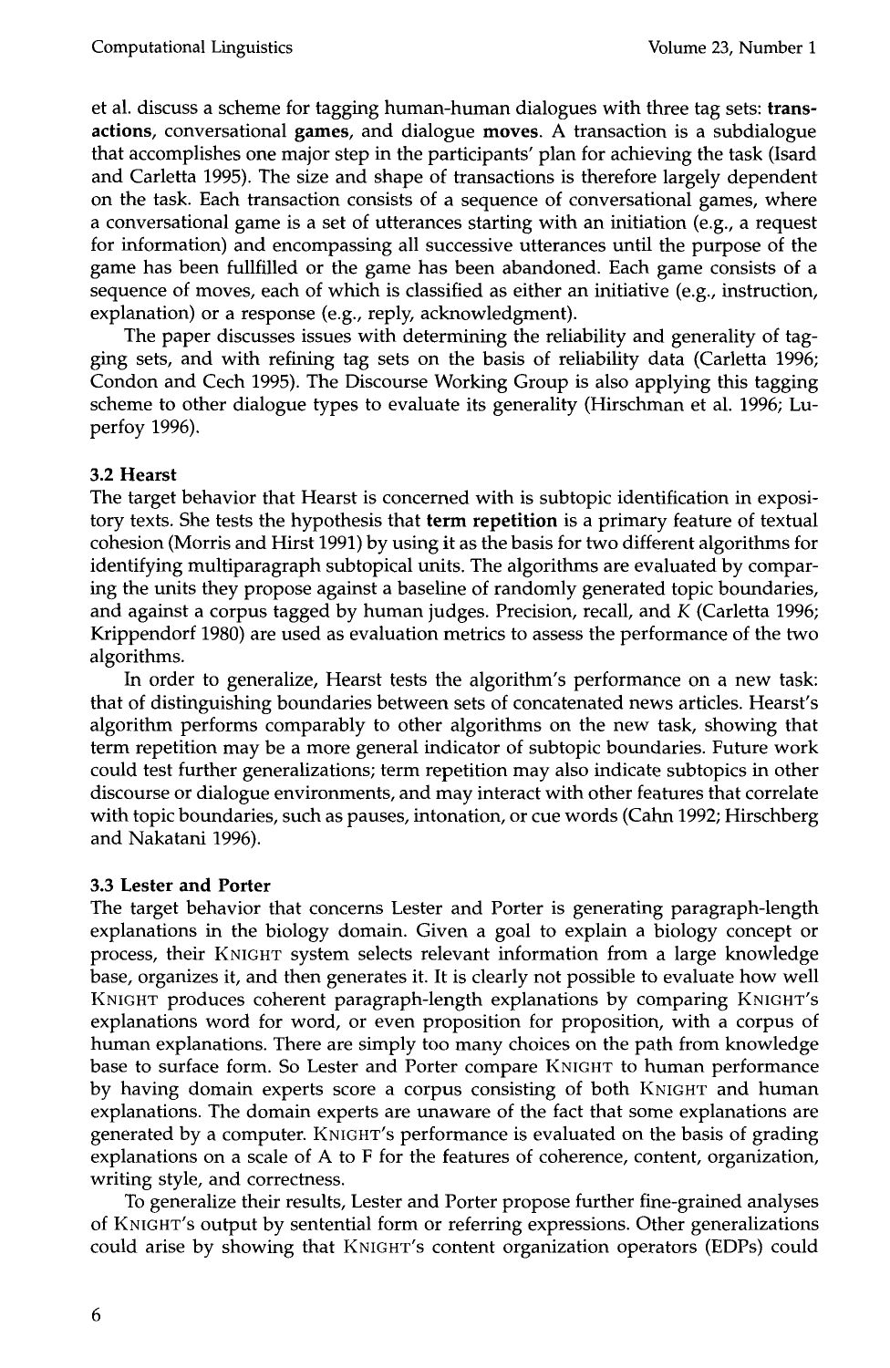et al. discuss a scheme for tagging human-human dialogues with three tag sets: **transactions**, conversational **games**, and dialogue **moves**. A transaction is a subdialogue that accomplishes one major step in the participants' plan for achieving the task (Isard and Carletta 1995). The size and shape of transactions is therefore largely dependent on the task. Each transaction consists of a sequence of conversational games, where a conversational game is a set of utterances starting with an initiation (e.g., a request for information) and encompassing all successive utterances until the purpose of the game has been fullfilled or the game has been abandoned. Each game consists of a sequence of moves, each of which is classified as either an initiative (e.g., instruction, explanation) or a response (e.g., reply, acknowledgment).

The paper discusses issues with determining the reliability and generality of tagging sets, and with refining tag sets on the basis of reliability data (Carletta 1996; Condon and Cech 1995). The Discourse Working Group is also applying this tagging scheme to other dialogue types to evaluate its generality (Hirschman et al. 1996; Luperfoy 1996).

### 3.2 Hearst

The target behavior that Hearst is concerned with is subtopic identification in expository texts. She tests the hypothesis that **term repetition** is a primary feature of textual cohesion (Morris and Hirst 1991) by using it as the basis for two different algorithms for identifying multiparagraph subtopical units. The algorithms are evaluated by comparing the units they propose against a baseline of randomly generated topic boundaries, and against a corpus tagged by human judges. Precision, recall, and $K$ (Carletta 1996; Krippendorf 1980) are used as evaluation metrics to assess the performance of the two algorithms.

In order to generalize, Hearst tests the algorithm's performance on a new task: that of distinguishing boundaries between sets of concatenated news articles. Hearst's algorithm performs comparably to other algorithms on the new task, showing that term repetition may be a more general indicator of subtopic boundaries. Future work could test further generalizations; term repetition may also indicate subtopics in other discourse or dialogue environments, and may interact with other features that correlate with topic boundaries, such as pauses, intonation, or cue words (Cahn 1992; Hirschberg and Nakatani 1996).

### 3.3 Lester and Porter

The target behavior that concerns Lester and Porter is generating paragraph-length explanations in the biology domain. Given a goal to explain a biology concept or process, their KNIGHT system selects relevant information from a large knowledge base, organizes it, and then generates it. It is clearly not possible to evaluate how well KNIGHT produces coherent paragraph-length explanations by comparing KNIGHT's explanations word for word, or even proposition for proposition, with a corpus of human explanations. There are simply too many choices on the path from knowledge base to surface form. So Lester and Porter compare KNIGHT to human performance by having domain experts score a corpus consisting of both KNIGHT and human explanations. The domain experts are unaware of the fact that some explanations are generated by a computer. KNIGHT's performance is evaluated on the basis of grading explanations on a scale of A to F for the features of coherence, content, organization, writing style, and correctness.

To generalize their results, Lester and Porter propose further fine-grained analyses of KNIGHT's output by sentential form or referring expressions. Other generalizations could arise by showing that KNIGHT's content organization operators (EDPs) could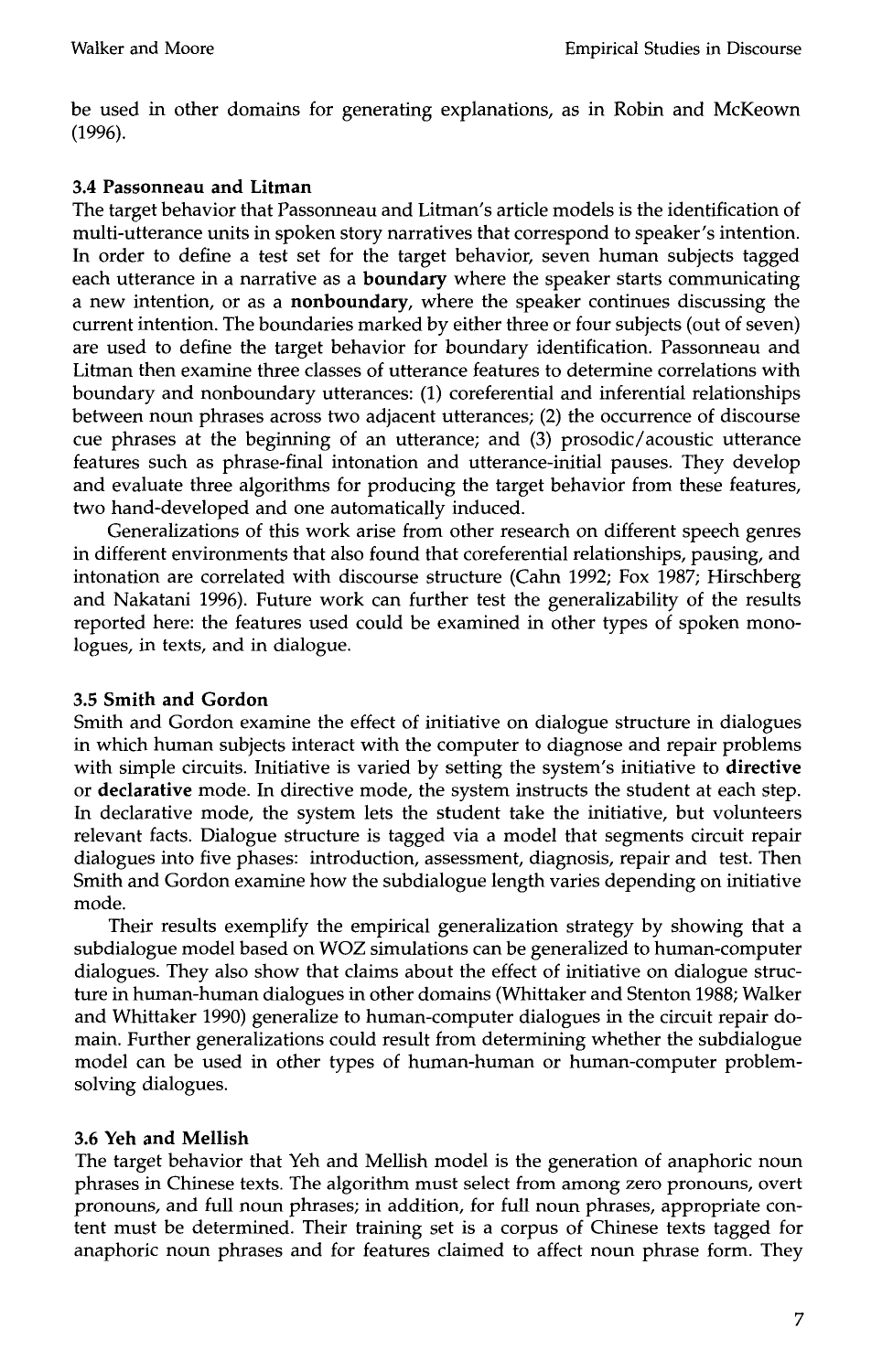be used in other domains for generating explanations, as in Robin and McKeown (1996).

### 3.4 Passonneau and Litman

The target behavior that Passonneau and Litman's article models is the identification of multi-utterance units in spoken story narratives that correspond to speaker's intention. In order to define a test set for the target behavior, seven human subjects tagged each utterance in a narrative as a **boundary** where the speaker starts communicating a new intention, or as a **nonboundary**, where the speaker continues discussing the current intention. The boundaries marked by either three or four subjects (out of seven) are used to define the target behavior for boundary identification. Passonneau and Litman then examine three classes of utterance features to determine correlations with boundary and nonboundary utterances: (1) coreferential and inferential relationships between noun phrases across two adjacent utterances; (2) the occurrence of discourse cue phrases at the beginning of an utterance; and (3) prosodic/acoustic utterance features such as phrase-final intonation and utterance-initial pauses. They develop and evaluate three algorithms for producing the target behavior from these features, two hand-developed and one automatically induced.

Generalizations of this work arise from other research on different speech genres in different environments that also found that coreferential relationships, pausing, and intonation are correlated with discourse structure (Cahn 1992; Fox 1987; Hirschberg and Nakatani 1996). Future work can further test the generalizability of the results reported here: the features used could be examined in other types of spoken monologues, in texts, and in dialogue.

### 3.5 Smith and Gordon

Smith and Gordon examine the effect of initiative on dialogue structure in dialogues in which human subjects interact with the computer to diagnose and repair problems with simple circuits. Initiative is varied by setting the system's initiative to **directive** or **declarative** mode. In directive mode, the system instructs the student at each step. In declarative mode, the system lets the student take the initiative, but volunteers relevant facts. Dialogue structure is tagged via a model that segments circuit repair dialogues into five phases: introduction, assessment, diagnosis, repair and test. Then Smith and Gordon examine how the subdialogue length varies depending on initiative mode.

Their results exemplify the empirical generalization strategy by showing that a subdialogue model based on WOZ simulations can be generalized to human-computer dialogues. They also show that claims about the effect of initiative on dialogue structure in human-human dialogues in other domains (Whittaker and Stenton 1988; Walker and Whittaker 1990) generalize to human-computer dialogues in the circuit repair domain. Further generalizations could result from determining whether the subdialogue model can be used in other types of human-human or human-computer problem-solving dialogues.

### 3.6 Yeh and Mellish

The target behavior that Yeh and Mellish model is the generation of anaphoric noun phrases in Chinese texts. The algorithm must select from among zero pronouns, overt pronouns, and full noun phrases; in addition, for full noun phrases, appropriate content must be determined. Their training set is a corpus of Chinese texts tagged for anaphoric noun phrases and for features claimed to affect noun phrase form. They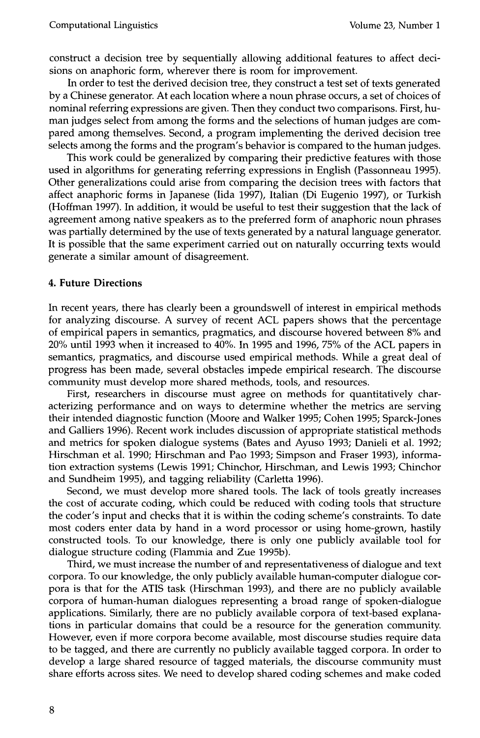construct a decision tree by sequentially allowing additional features to affect decisions on anaphoric form, wherever there is room for improvement.

In order to test the derived decision tree, they construct a test set of texts generated by a Chinese generator. At each location where a noun phrase occurs, a set of choices of nominal referring expressions are given. Then they conduct two comparisons. First, human judges select from among the forms and the selections of human judges are compared among themselves. Second, a program implementing the derived decision tree selects among the forms and the program's behavior is compared to the human judges.

This work could be generalized by comparing their predictive features with those used in algorithms for generating referring expressions in English (Passonneau 1995). Other generalizations could arise from comparing the decision trees with factors that affect anaphoric forms in Japanese (Iida 1997), Italian (Di Eugenio 1997), or Turkish (Hoffman 1997). In addition, it would be useful to test their suggestion that the lack of agreement among native speakers as to the preferred form of anaphoric noun phrases was partially determined by the use of texts generated by a natural language generator. It is possible that the same experiment carried out on naturally occurring texts would generate a similar amount of disagreement.

## 4. Future Directions

In recent years, there has clearly been a groundswell of interest in empirical methods for analyzing discourse. A survey of recent ACL papers shows that the percentage of empirical papers in semantics, pragmatics, and discourse hovered between 8% and 20% until 1993 when it increased to 40%. In 1995 and 1996, 75% of the ACL papers in semantics, pragmatics, and discourse used empirical methods. While a great deal of progress has been made, several obstacles impede empirical research. The discourse community must develop more shared methods, tools, and resources.

First, researchers in discourse must agree on methods for quantitatively characterizing performance and on ways to determine whether the metrics are serving their intended diagnostic function (Moore and Walker 1995; Cohen 1995; Sparck-Jones and Galliers 1996). Recent work includes discussion of appropriate statistical methods and metrics for spoken dialogue systems (Bates and Ayuso 1993; Danieli et al. 1992; Hirschman et al. 1990; Hirschman and Pao 1993; Simpson and Fraser 1993), information extraction systems (Lewis 1991; Chinchor, Hirschman, and Lewis 1993; Chinchor and Sundheim 1995), and tagging reliability (Carletta 1996).

Second, we must develop more shared tools. The lack of tools greatly increases the cost of accurate coding, which could be reduced with coding tools that structure the coder's input and checks that it is within the coding scheme's constraints. To date most coders enter data by hand in a word processor or using home-grown, hastily constructed tools. To our knowledge, there is only one publicly available tool for dialogue structure coding (Flammia and Zue 1995b).

Third, we must increase the number of and representativeness of dialogue and text corpora. To our knowledge, the only publicly available human-computer dialogue corpora is that for the ATIS task (Hirschman 1993), and there are no publicly available corpora of human-human dialogues representing a broad range of spoken-dialogue applications. Similarly, there are no publicly available corpora of text-based explanations in particular domains that could be a resource for the generation community. However, even if more corpora become available, most discourse studies require data to be tagged, and there are currently no publicly available tagged corpora. In order to develop a large shared resource of tagged materials, the discourse community must share efforts across sites. We need to develop shared coding schemes and make coded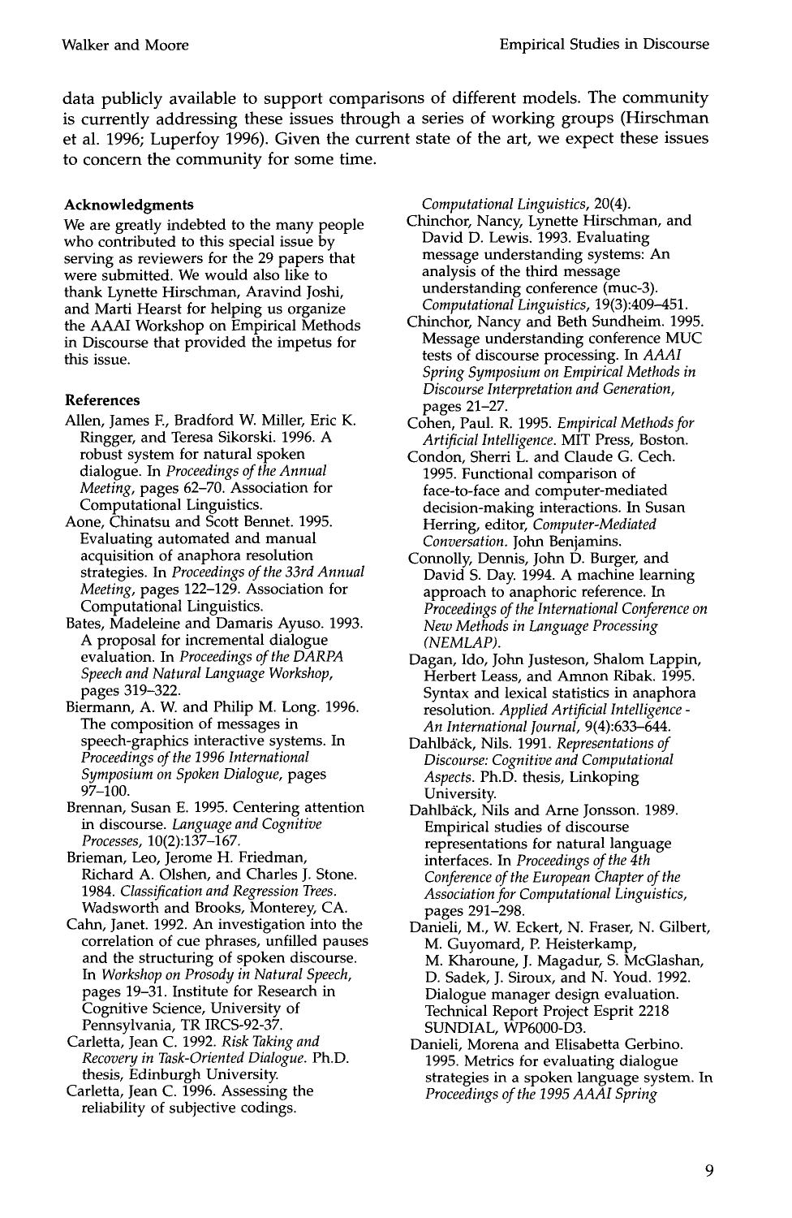data publicly available to support comparisons of different models. The community is currently addressing these issues through a series of working groups (Hirschman et al. 1996; Luperfoy 1996). Given the current state of the art, we expect these issues to concern the community for some time.

### Acknowledgments

We are greatly indebted to the many people who contributed to this special issue by serving as reviewers for the 29 papers that were submitted. We would also like to thank Lynette Hirschman, Aravind Joshi, and Marti Hearst for helping us organize the AAAI Workshop on Empirical Methods in Discourse that provided the impetus for this issue.

### References

Allen, James F., Bradford W. Miller, Eric K. Ringger, and Teresa Sikorski. 1996. A robust system for natural spoken dialogue. In *Proceedings of the Annual Meeting*, pages 62–70. Association for Computational Linguistics.

Aone, Chinatsu and Scott Bennet. 1995. Evaluating automated and manual acquisition of anaphora resolution strategies. In *Proceedings of the 33rd Annual Meeting*, pages 122–129. Association for Computational Linguistics.

Bates, Madeleine and Damaris Ayuso. 1993. A proposal for incremental dialogue evaluation. In *Proceedings of the DARPA Speech and Natural Language Workshop*, pages 319–322.

Biermann, A. W. and Philip M. Long. 1996. The composition of messages in speech-graphics interactive systems. In *Proceedings of the 1996 International Symposium on Spoken Dialogue*, pages 97–100.

Brennan, Susan E. 1995. Centering attention in discourse. *Language and Cognitive Processes*, 10(2):137–167.

Brieman, Leo, Jerome H. Friedman, Richard A. Olshen, and Charles J. Stone. 1984. *Classification and Regression Trees.* Wadsworth and Brooks, Monterey, CA.

Cahn, Janet. 1992. An investigation into the correlation of cue phrases, unfilled pauses and the structuring of spoken discourse. In *Workshop on Prosody in Natural Speech*, pages 19–31. Institute for Research in Cognitive Science, University of Pennsylvania, TR IRCS-92-37.

Carletta, Jean C. 1992. *Risk Taking and Recovery in Task-Oriented Dialogue.* Ph.D. thesis, Edinburgh University.

Carletta, Jean C. 1996. Assessing the reliability of subjective codings. *Computational Linguistics*, 20(4).

Chinchor, Nancy, Lynette Hirschman, and David D. Lewis. 1993. Evaluating message understanding systems: An analysis of the third message understanding conference (muc-3). *Computational Linguistics*, 19(3):409–451.

Chinchor, Nancy and Beth Sundheim. 1995. Message understanding conference MUC tests of discourse processing. In *AAAI Spring Symposium on Empirical Methods in Discourse Interpretation and Generation*, pages 21–27.

Cohen, Paul. R. 1995. *Empirical Methods for Artificial Intelligence.* MIT Press, Boston.

Condon, Sherri L. and Claude G. Cech. 1995. Functional comparison of face-to-face and computer-mediated decision-making interactions. In Susan Herring, editor, *Computer-Mediated Conversation.* John Benjamins.

Connolly, Dennis, John D. Burger, and David S. Day. 1994. A machine learning approach to anaphoric reference. In *Proceedings of the International Conference on New Methods in Language Processing (NEMLAP).*

Dagan, Ido, John Justeson, Shalom Lappin, Herbert Leass, and Amnon Ribak. 1995. Syntax and lexical statistics in anaphora resolution. *Applied Artificial Intelligence - An International Journal*, 9(4):633–644.

Dahlbäck, Nils. 1991. *Representations of Discourse: Cognitive and Computational Aspects.* Ph.D. thesis, Linkoping University.

Dahlbäck, Nils and Arne Jonsson. 1989. Empirical studies of discourse representations for natural language interfaces. In *Proceedings of the 4th Conference of the European Chapter of the Association for Computational Linguistics*, pages 291–298.

Danieli, M., W. Eckert, N. Fraser, N. Gilbert, M. Guyomard, P. Heisterkamp, M. Kharoune, J. Magadur, S. McGlashan, D. Sadek, J. Siroux, and N. Youd. 1992. Dialogue manager design evaluation. Technical Report Project Esprit 2218 SUNDIAL, WP6000-D3.

Danieli, Morena and Elisabetta Gerbino. 1995. Metrics for evaluating dialogue strategies in a spoken language system. In *Proceedings of the 1995 AAAI Spring*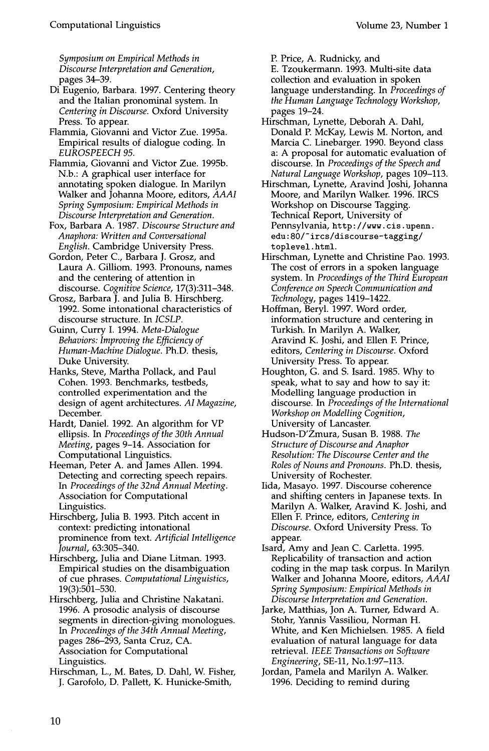*Symposium on Empirical Methods in Discourse Interpretation and Generation*, pages 34–39.

Di Eugenio, Barbara. 1997. Centering theory and the Italian pronominal system. In *Centering in Discourse*. Oxford University Press. To appear.

Flammia, Giovanni and Victor Zue. 1995a. Empirical results of dialogue coding. In *EUROSPEECH 95*.

Flammia, Giovanni and Victor Zue. 1995b. N.b.: A graphical user interface for annotating spoken dialogue. In Marilyn Walker and Johanna Moore, editors, *AAAI Spring Symposium: Empirical Methods in Discourse Interpretation and Generation*.

Fox, Barbara A. 1987. *Discourse Structure and Anaphora: Written and Conversational English*. Cambridge University Press.

Gordon, Peter C., Barbara J. Grosz, and Laura A. Gilliom. 1993. Pronouns, names and the centering of attention in discourse. *Cognitive Science*, 17(3):311–348.

Grosz, Barbara J. and Julia B. Hirschberg. 1992. Some intonational characteristics of discourse structure. In *ICSLP*.

Guinn, Curry I. 1994. *Meta-Dialogue Behaviors: Improving the Efficiency of Human-Machine Dialogue*. Ph.D. thesis, Duke University.

Hanks, Steve, Martha Pollack, and Paul Cohen. 1993. Benchmarks, testbeds, controlled experimentation and the design of agent architectures. *AI Magazine*, December.

Hardt, Daniel. 1992. An algorithm for VP ellipsis. In *Proceedings of the 30th Annual Meeting*, pages 9–14. Association for Computational Linguistics.

Heeman, Peter A. and James Allen. 1994. Detecting and correcting speech repairs. In *Proceedings of the 32nd Annual Meeting*. Association for Computational Linguistics.

Hirschberg, Julia B. 1993. Pitch accent in context: predicting intonational prominence from text. *Artificial Intelligence Journal*, 63:305–340.

Hirschberg, Julia and Diane Litman. 1993. Empirical studies on the disambiguation of cue phrases. *Computational Linguistics*, 19(3):501–530.

Hirschberg, Julia and Christine Nakatani. 1996. A prosodic analysis of discourse segments in direction-giving monologues. In *Proceedings of the 34th Annual Meeting*, pages 286–293, Santa Cruz, CA. Association for Computational Linguistics.

Hirschman, L., M. Bates, D. Dahl, W. Fisher, J. Garofolo, D. Pallett, K. Hunicke-Smith, P. Price, A. Rudnicky, and E. Tzoukermann. 1993. Multi-site data collection and evaluation in spoken language understanding. In *Proceedings of the Human Language Technology Workshop*, pages 19–24.

Hirschman, Lynette, Deborah A. Dahl, Donald P. McKay, Lewis M. Norton, and Marcia C. Linebarger. 1990. Beyond class a: A proposal for automatic evaluation of discourse. In *Proceedings of the Speech and Natural Language Workshop*, pages 109–113.

Hirschman, Lynette, Aravind Joshi, Johanna Moore, and Marilyn Walker. 1996. IRCS Workshop on Discourse Tagging. Technical Report, University of Pennsylvania, `http://www.cis.upenn.edu:80/~ircs/discourse-tagging/toplevel.html`.

Hirschman, Lynette and Christine Pao. 1993. The cost of errors in a spoken language system. In *Proceedings of the Third European Conference on Speech Communication and Technology*, pages 1419–1422.

Hoffman, Beryl. 1997. Word order, information structure and centering in Turkish. In Marilyn A. Walker, Aravind K. Joshi, and Ellen F. Prince, editors, *Centering in Discourse*. Oxford University Press. To appear.

Houghton, G. and S. Isard. 1985. Why to speak, what to say and how to say it: Modelling language production in discourse. In *Proceedings of the International Workshop on Modelling Cognition*, University of Lancaster.

Hudson-D'Zmura, Susan B. 1988. *The Structure of Discourse and Anaphor Resolution: The Discourse Center and the Roles of Nouns and Pronouns*. Ph.D. thesis, University of Rochester.

Iida, Masayo. 1997. Discourse coherence and shifting centers in Japanese texts. In Marilyn A. Walker, Aravind K. Joshi, and Ellen F. Prince, editors, *Centering in Discourse*. Oxford University Press. To appear.

Isard, Amy and Jean C. Carletta. 1995. Replicability of transaction and action coding in the map task corpus. In Marilyn Walker and Johanna Moore, editors, *AAAI Spring Symposium: Empirical Methods in Discourse Interpretation and Generation*.

Jarke, Matthias, Jon A. Turner, Edward A. Stohr, Yannis Vassiliou, Norman H. White, and Ken Michielsen. 1985. A field evaluation of natural language for data retrieval. *IEEE Transactions on Software Engineering*, SE-11, No.1:97–113.

Jordan, Pamela and Marilyn A. Walker. 1996. Deciding to remind during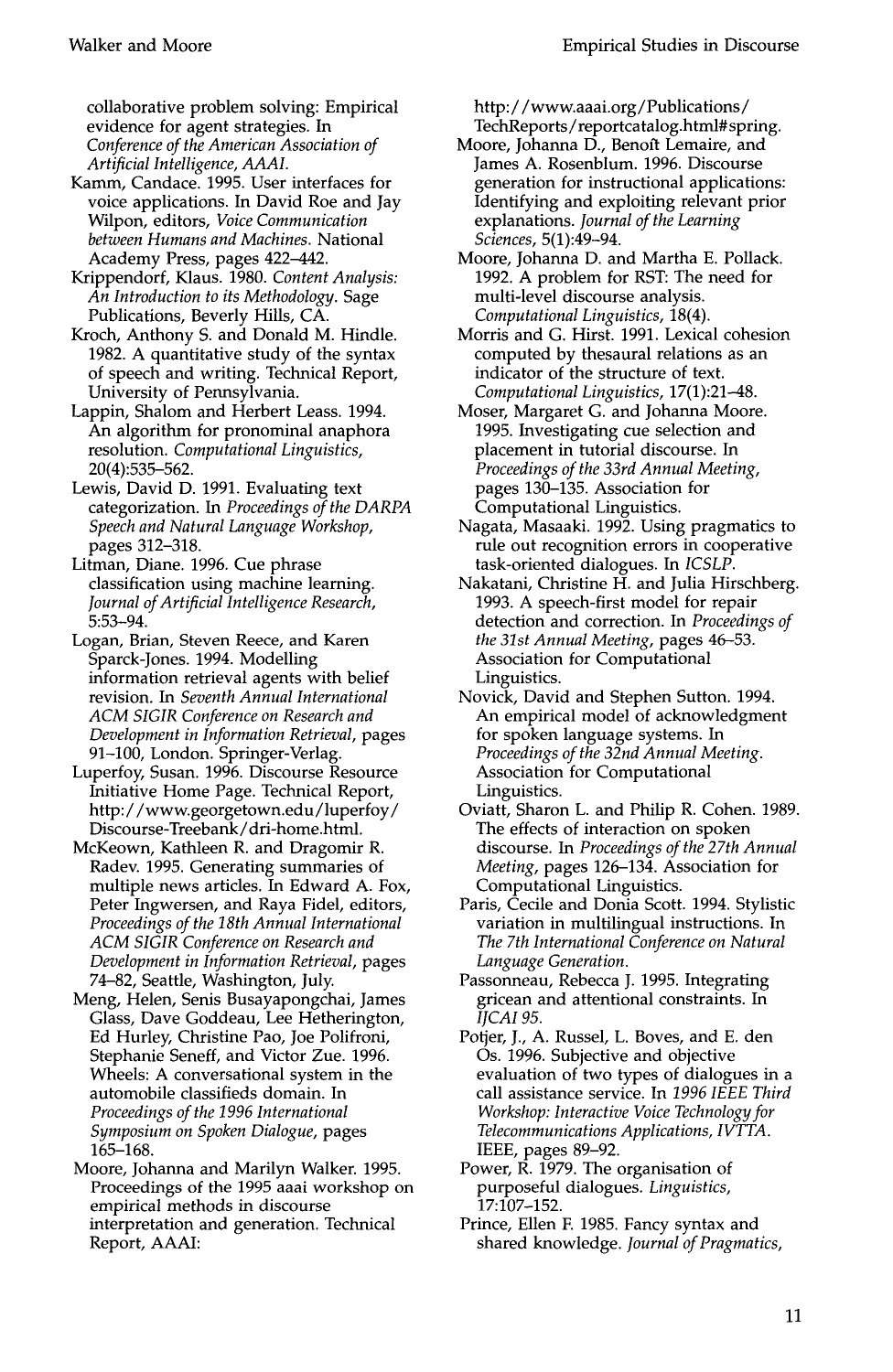collaborative problem solving: Empirical evidence for agent strategies. In *Conference of the American Association of Artificial Intelligence, AAAI*.

Kamm, Candace. 1995. User interfaces for voice applications. In David Roe and Jay Wilpon, editors, *Voice Communication between Humans and Machines*. National Academy Press, pages 422–442.

Krippendorf, Klaus. 1980. *Content Analysis: An Introduction to its Methodology*. Sage Publications, Beverly Hills, CA.

Kroch, Anthony S. and Donald M. Hindle. 1982. A quantitative study of the syntax of speech and writing. Technical Report, University of Pennsylvania.

Lappin, Shalom and Herbert Leass. 1994. An algorithm for pronominal anaphora resolution. *Computational Linguistics*, 20(4):535–562.

Lewis, David D. 1991. Evaluating text categorization. In *Proceedings of the DARPA Speech and Natural Language Workshop*, pages 312–318.

Litman, Diane. 1996. Cue phrase classification using machine learning. *Journal of Artificial Intelligence Research*, 5:53–94.

Logan, Brian, Steven Reece, and Karen Sparck-Jones. 1994. Modelling information retrieval agents with belief revision. In *Seventh Annual International ACM SIGIR Conference on Research and Development in Information Retrieval*, pages 91–100, London. Springer-Verlag.

Luperfoy, Susan. 1996. Discourse Resource Initiative Home Page. Technical Report, http://www.georgetown.edu/luperfoy/Discourse-Treebank/dri-home.html.

McKeown, Kathleen R. and Dragomir R. Radev. 1995. Generating summaries of multiple news articles. In Edward A. Fox, Peter Ingwersen, and Raya Fidel, editors, *Proceedings of the 18th Annual International ACM SIGIR Conference on Research and Development in Information Retrieval*, pages 74–82, Seattle, Washington, July.

Meng, Helen, Senis Busayapongchai, James Glass, Dave Goddeau, Lee Hetherington, Ed Hurley, Christine Pao, Joe Polifroni, Stephanie Seneff, and Victor Zue. 1996. Wheels: A conversational system in the automobile classifieds domain. In *Proceedings of the 1996 International Symposium on Spoken Dialogue*, pages 165–168.

Moore, Johanna and Marilyn Walker. 1995. Proceedings of the 1995 aaai workshop on empirical methods in discourse interpretation and generation. Technical Report, AAAI: http://www.aaai.org/Publications/TechReports/reportcatalog.html#spring.

Moore, Johanna D., Benoît Lemaire, and James A. Rosenblum. 1996. Discourse generation for instructional applications: Identifying and exploiting relevant prior explanations. *Journal of the Learning Sciences*, 5(1):49–94.

Moore, Johanna D. and Martha E. Pollack. 1992. A problem for RST: The need for multi-level discourse analysis. *Computational Linguistics*, 18(4).

Morris and G. Hirst. 1991. Lexical cohesion computed by thesaural relations as an indicator of the structure of text. *Computational Linguistics*, 17(1):21–48.

Moser, Margaret G. and Johanna Moore. 1995. Investigating cue selection and placement in tutorial discourse. In *Proceedings of the 33rd Annual Meeting*, pages 130–135. Association for Computational Linguistics.

Nagata, Masaaki. 1992. Using pragmatics to rule out recognition errors in cooperative task-oriented dialogues. In *ICSLP*.

Nakatani, Christine H. and Julia Hirschberg. 1993. A speech-first model for repair detection and correction. In *Proceedings of the 31st Annual Meeting*, pages 46–53. Association for Computational Linguistics.

Novick, David and Stephen Sutton. 1994. An empirical model of acknowledgment for spoken language systems. In *Proceedings of the 32nd Annual Meeting*. Association for Computational Linguistics.

Oviatt, Sharon L. and Philip R. Cohen. 1989. The effects of interaction on spoken discourse. In *Proceedings of the 27th Annual Meeting*, pages 126–134. Association for Computational Linguistics.

Paris, Cecile and Donia Scott. 1994. Stylistic variation in multilingual instructions. In *The 7th International Conference on Natural Language Generation*.

Passonneau, Rebecca J. 1995. Integrating gricean and attentional constraints. In *IJCAI 95*.

Potjer, J., A. Russel, L. Boves, and E. den Os. 1996. Subjective and objective evaluation of two types of dialogues in a call assistance service. In *1996 IEEE Third Workshop: Interactive Voice Technology for Telecommunications Applications, IVTTA*. IEEE, pages 89–92.

Power, R. 1979. The organisation of purposeful dialogues. *Linguistics*, 17:107–152.

Prince, Ellen F. 1985. Fancy syntax and shared knowledge. *Journal of Pragmatics*,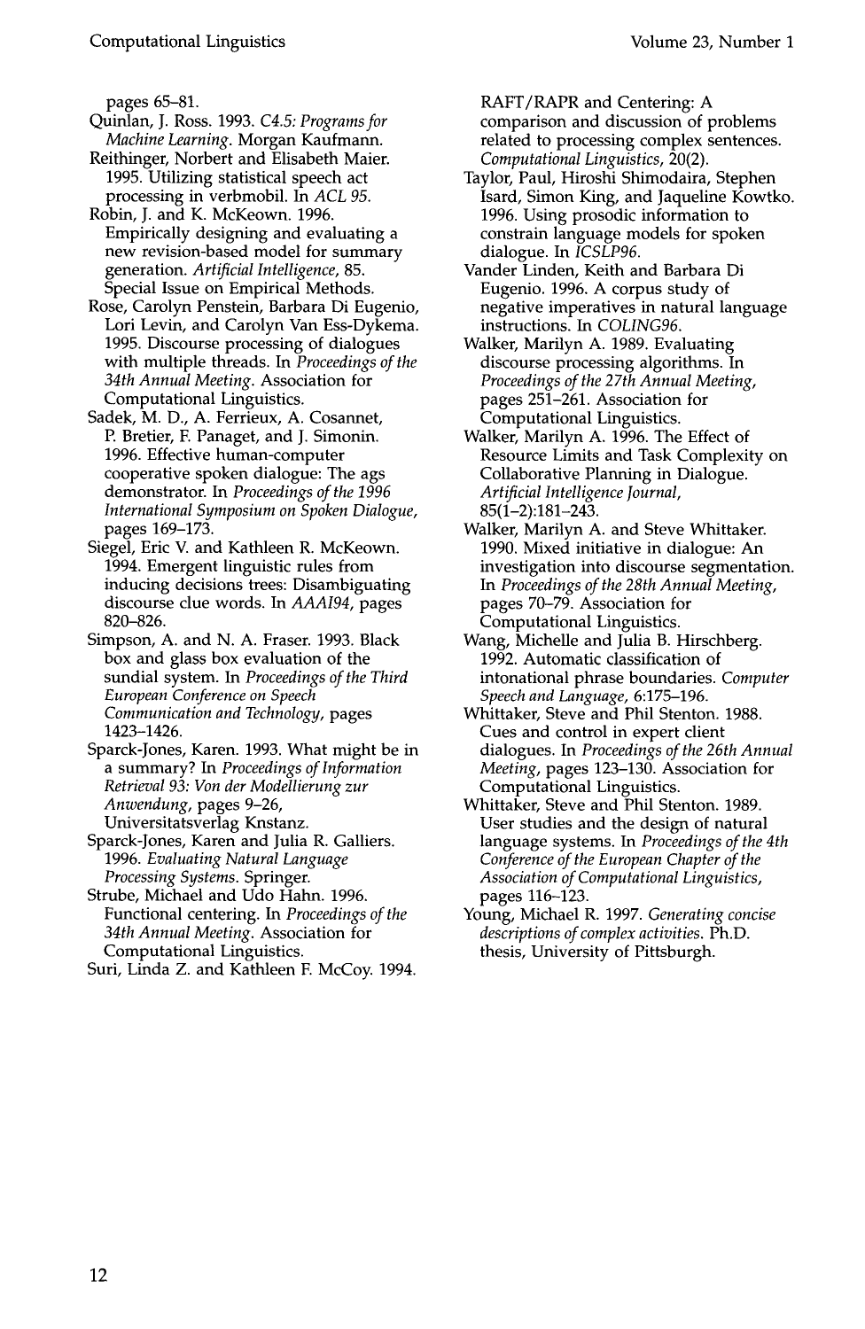pages 65–81.

Quinlan, J. Ross. 1993. *C4.5: Programs for Machine Learning*. Morgan Kaufmann.

Reithinger, Norbert and Elisabeth Maier. 1995. Utilizing statistical speech act processing in verbmobil. In *ACL 95*.

Robin, J. and K. McKeown. 1996. Empirically designing and evaluating a new revision-based model for summary generation. *Artificial Intelligence*, 85. Special Issue on Empirical Methods.

Rose, Carolyn Penstein, Barbara Di Eugenio, Lori Levin, and Carolyn Van Ess-Dykema. 1995. Discourse processing of dialogues with multiple threads. In *Proceedings of the 34th Annual Meeting*. Association for Computational Linguistics.

Sadek, M. D., A. Ferrieux, A. Cosannet, P. Bretier, F. Panaget, and J. Simonin. 1996. Effective human-computer cooperative spoken dialogue: The ags demonstrator. In *Proceedings of the 1996 International Symposium on Spoken Dialogue*, pages 169–173.

Siegel, Eric V. and Kathleen R. McKeown. 1994. Emergent linguistic rules from inducing decisions trees: Disambiguating discourse clue words. In *AAAI94*, pages 820–826.

Simpson, A. and N. A. Fraser. 1993. Black box and glass box evaluation of the sundial system. In *Proceedings of the Third European Conference on Speech Communication and Technology*, pages 1423–1426.

Sparck-Jones, Karen. 1993. What might be in a summary? In *Proceedings of Information Retrieval 93: Von der Modellierung zur Anwendung*, pages 9–26, Universitatsverlag Knstanz.

Sparck-Jones, Karen and Julia R. Galliers. 1996. *Evaluating Natural Language Processing Systems*. Springer.

Strube, Michael and Udo Hahn. 1996. Functional centering. In *Proceedings of the 34th Annual Meeting*. Association for Computational Linguistics.

Suri, Linda Z. and Kathleen F. McCoy. 1994. RAFT/RAPR and Centering: A comparison and discussion of problems related to processing complex sentences. *Computational Linguistics*, 20(2).

Taylor, Paul, Hiroshi Shimodaira, Stephen Isard, Simon King, and Jaqueline Kowtko. 1996. Using prosodic information to constrain language models for spoken dialogue. In *ICSLP96*.

Vander Linden, Keith and Barbara Di Eugenio. 1996. A corpus study of negative imperatives in natural language instructions. In *COLING96*.

Walker, Marilyn A. 1989. Evaluating discourse processing algorithms. In *Proceedings of the 27th Annual Meeting*, pages 251–261. Association for Computational Linguistics.

Walker, Marilyn A. 1996. The Effect of Resource Limits and Task Complexity on Collaborative Planning in Dialogue. *Artificial Intelligence Journal*, 85(1–2):181–243.

Walker, Marilyn A. and Steve Whittaker. 1990. Mixed initiative in dialogue: An investigation into discourse segmentation. In *Proceedings of the 28th Annual Meeting*, pages 70–79. Association for Computational Linguistics.

Wang, Michelle and Julia B. Hirschberg. 1992. Automatic classification of intonational phrase boundaries. *Computer Speech and Language*, 6:175–196.

Whittaker, Steve and Phil Stenton. 1988. Cues and control in expert client dialogues. In *Proceedings of the 26th Annual Meeting*, pages 123–130. Association for Computational Linguistics.

Whittaker, Steve and Phil Stenton. 1989. User studies and the design of natural language systems. In *Proceedings of the 4th Conference of the European Chapter of the Association of Computational Linguistics*, pages 116–123.

Young, Michael R. 1997. *Generating concise descriptions of complex activities*. Ph.D. thesis, University of Pittsburgh.